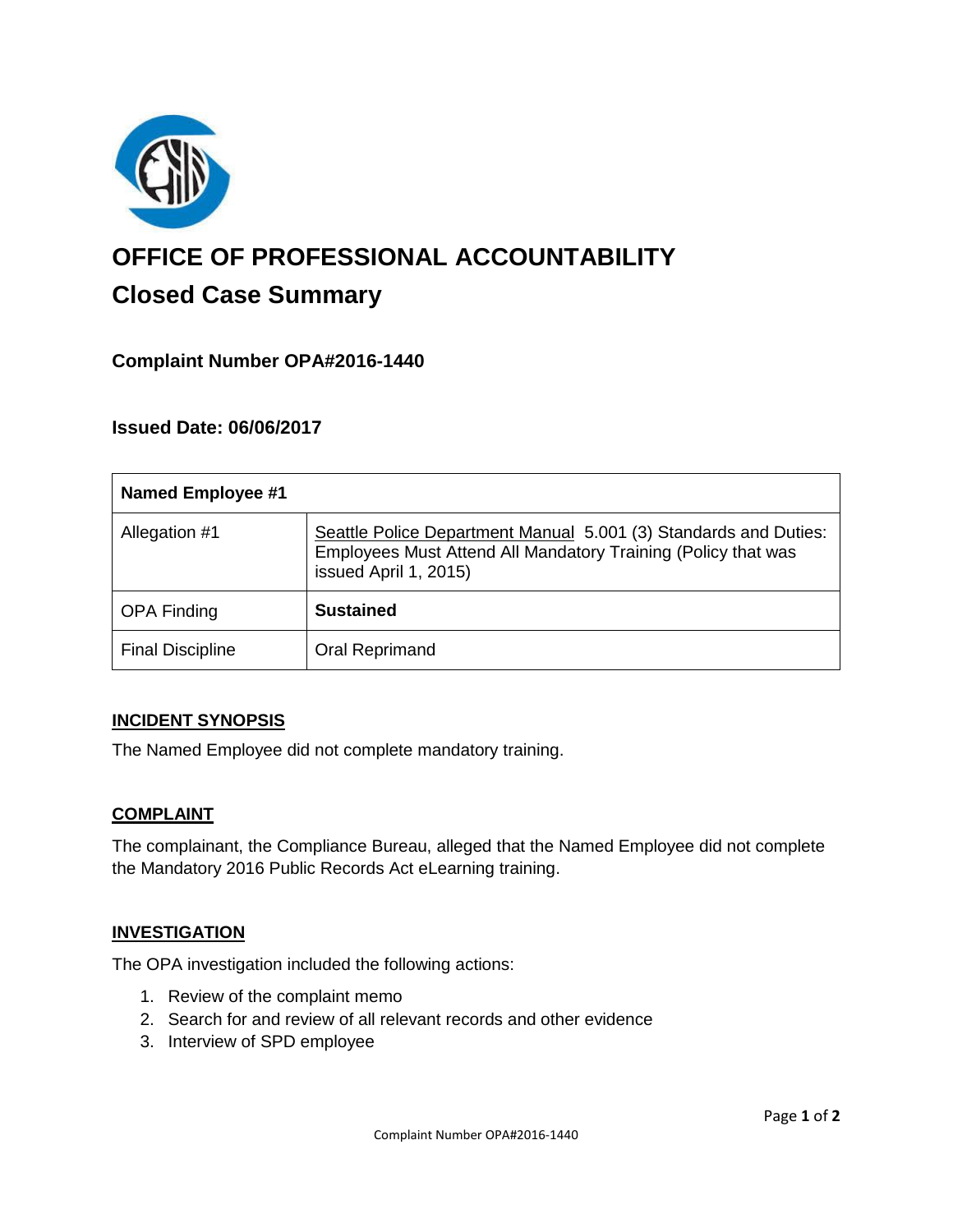# OFFICE OF PROFESSIONAL ACCOUNTABILITY

## Closed Case Summary

### Complaint Number OPA#2016-1440

### Issued Date: 06/06/2017

| Named Employee #1 | |
|---|---|
| Allegation #1 | Seattle Police Department Manual 5.001 (3) Standards and Duties: Employees Must Attend All Mandatory Training (Policy that was issued April 1, 2015) |
| OPA Finding | **Sustained** |
| Final Discipline | Oral Reprimand |

### INCIDENT SYNOPSIS

The Named Employee did not complete mandatory training.

### COMPLAINT

The complainant, the Compliance Bureau, alleged that the Named Employee did not complete the Mandatory 2016 Public Records Act eLearning training.

### INVESTIGATION

The OPA investigation included the following actions:

1. Review of the complaint memo
2. Search for and review of all relevant records and other evidence
3. Interview of SPD employee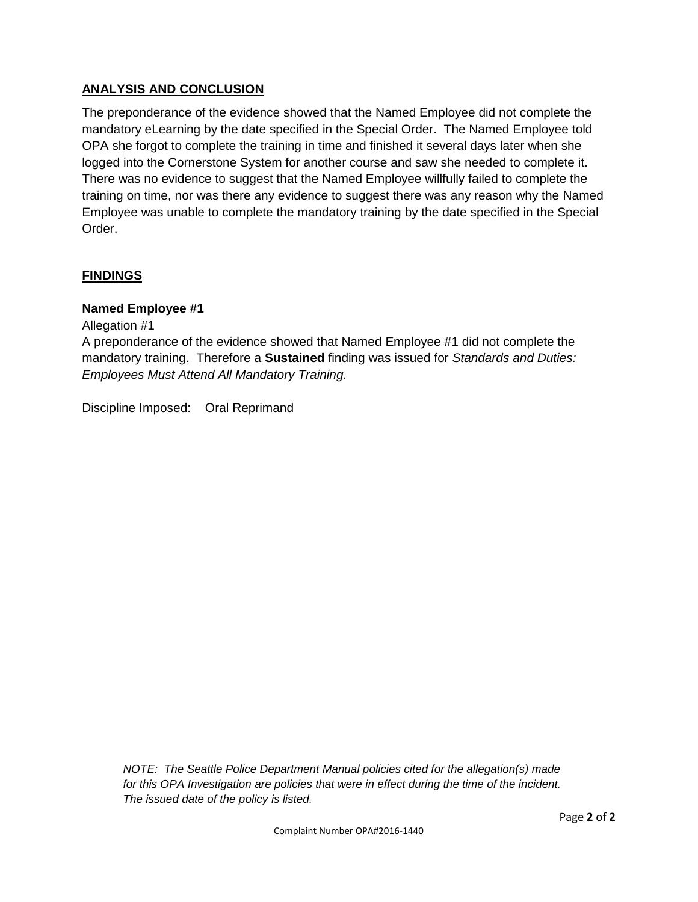## ANALYSIS AND CONCLUSION

The preponderance of the evidence showed that the Named Employee did not complete the mandatory eLearning by the date specified in the Special Order. The Named Employee told OPA she forgot to complete the training in time and finished it several days later when she logged into the Cornerstone System for another course and saw she needed to complete it. There was no evidence to suggest that the Named Employee willfully failed to complete the training on time, nor was there any evidence to suggest there was any reason why the Named Employee was unable to complete the mandatory training by the date specified in the Special Order.

## FINDINGS

**Named Employee #1**

Allegation #1

A preponderance of the evidence showed that Named Employee #1 did not complete the mandatory training. Therefore a **Sustained** finding was issued for *Standards and Duties: Employees Must Attend All Mandatory Training.*

Discipline Imposed: Oral Reprimand

*NOTE: The Seattle Police Department Manual policies cited for the allegation(s) made for this OPA Investigation are policies that were in effect during the time of the incident. The issued date of the policy is listed.*

Complaint Number OPA#2016-1440